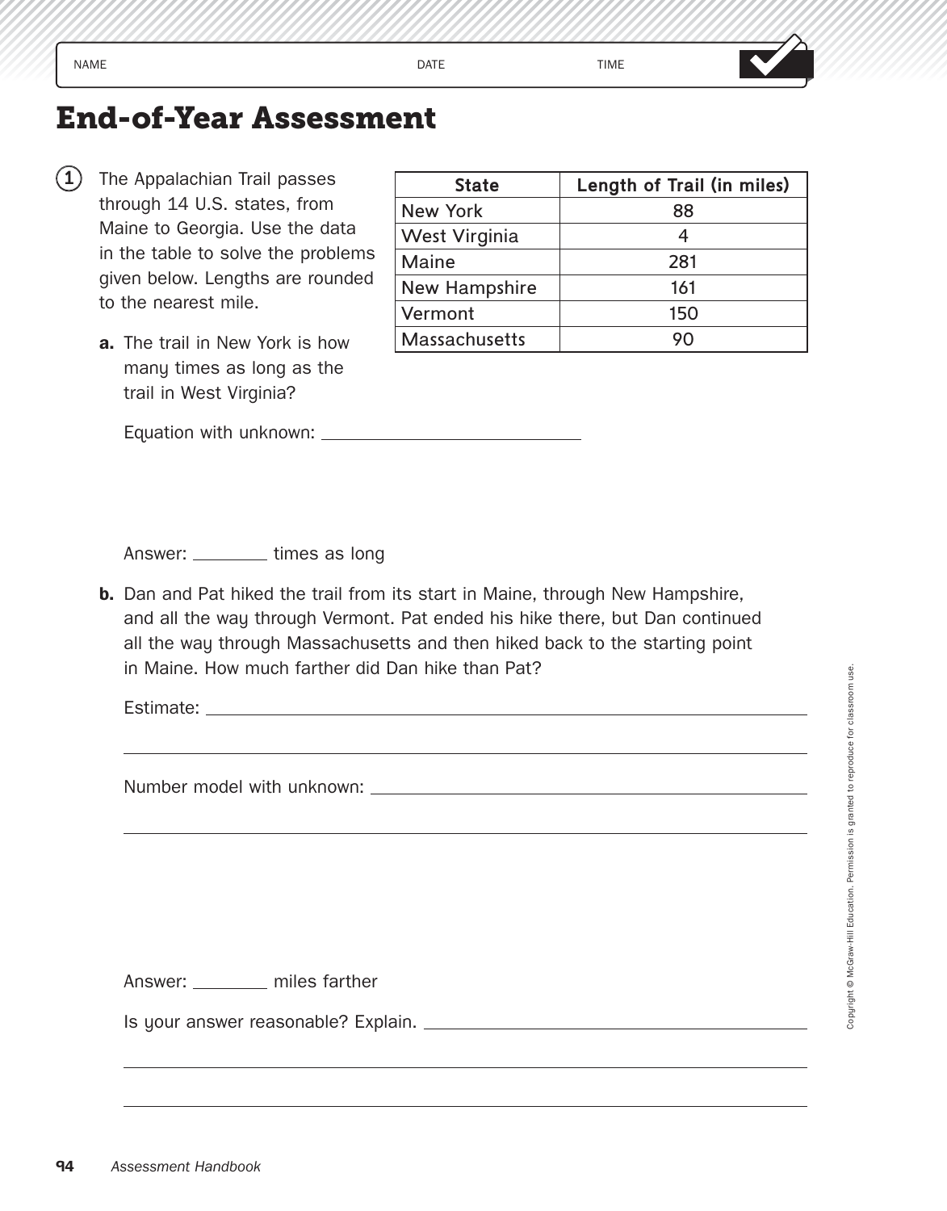NAME DATE TIME

# End-of-Year Assessment

**1** The Appalachian Trail passes through 14 U.S. states, from Maine to Georgia. Use the data in the table to solve the problems given below. Lengths are rounded to the nearest mile.

| State | Length of Trail (in miles) |
|---|---|
| New York | 88 |
| West Virginia | 4 |
| Maine | 281 |
| New Hampshire | 161 |
| Vermont | 150 |
| Massachusetts | 90 |

**a.** The trail in New York is how many times as long as the trail in West Virginia?

Equation with unknown: ______________________

Answer: ________ times as long

**b.** Dan and Pat hiked the trail from its start in Maine, through New Hampshire, and all the way through Vermont. Pat ended his hike there, but Dan continued all the way through Massachusetts and then hiked back to the starting point in Maine. How much farther did Dan hike than Pat?

Estimate: ______________________________________________

______________________________________________

Number model with unknown: ______________________________________________

______________________________________________

Answer: ________ miles farther

Is your answer reasonable? Explain. ______________________________________________

______________________________________________

______________________________________________

Copyright © McGraw-Hill Education. Permission is granted to reproduce for classroom use.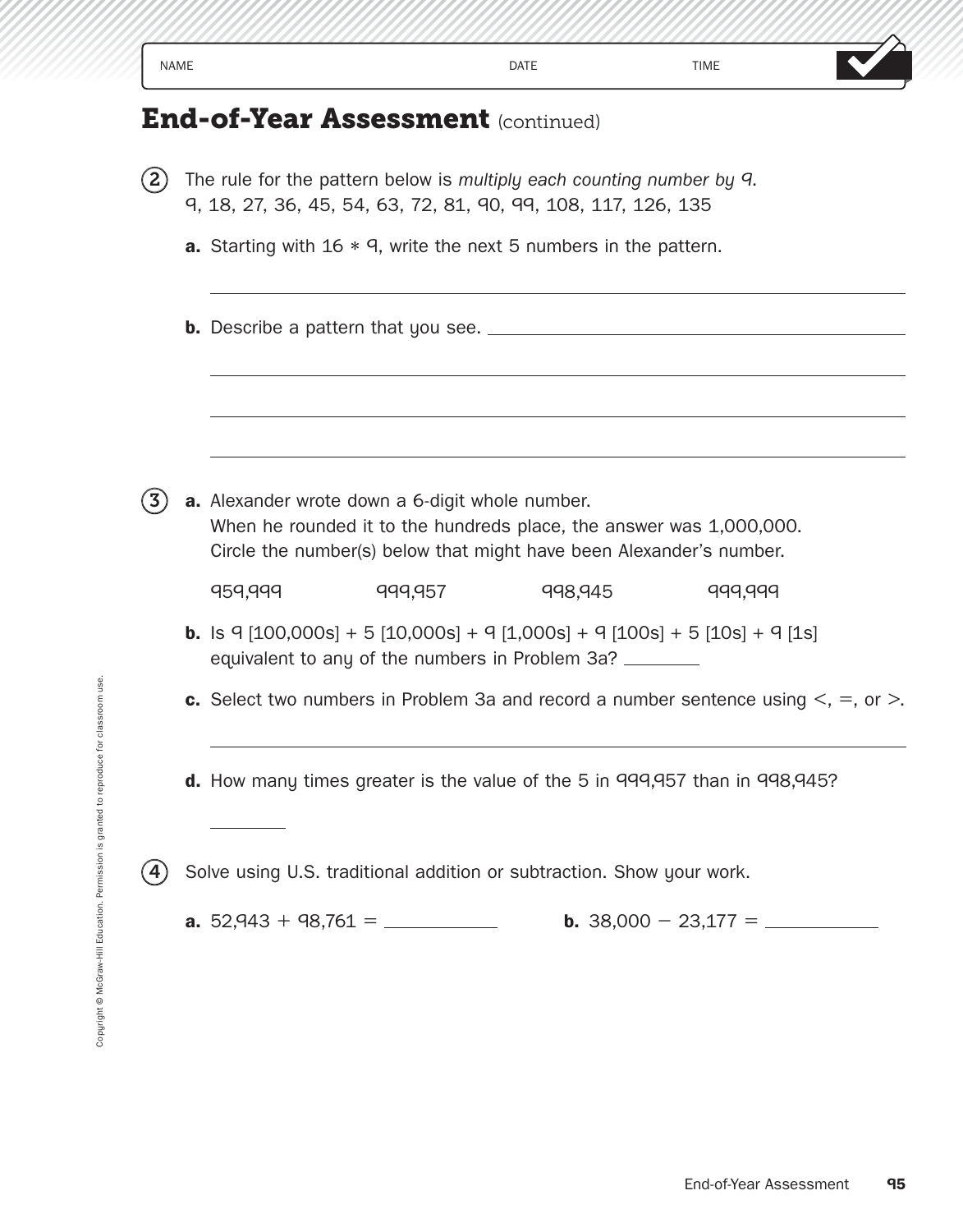NAME DATE TIME

# End-of-Year Assessment (continued)

**2** The rule for the pattern below is *multiply each counting number by 9*.
9, 18, 27, 36, 45, 54, 63, 72, 81, 90, 99, 108, 117, 126, 135

**a.** Starting with 16 * 9, write the next 5 numbers in the pattern.

______________________________________________

**b.** Describe a pattern that you see. ______________________________________________

______________________________________________

______________________________________________

______________________________________________

**3** **a.** Alexander wrote down a 6-digit whole number.
When he rounded it to the hundreds place, the answer was 1,000,000.
Circle the number(s) below that might have been Alexander's number.

959,999 &nbsp;&nbsp;&nbsp;&nbsp; 999,957 &nbsp;&nbsp;&nbsp;&nbsp; 998,945 &nbsp;&nbsp;&nbsp;&nbsp; 999,999

**b.** Is 9 [100,000s] + 5 [10,000s] + 9 [1,000s] + 9 [100s] + 5 [10s] + 9 [1s] equivalent to any of the numbers in Problem 3a? ________

**c.** Select two numbers in Problem 3a and record a number sentence using <, =, or >.

______________________________________________

**d.** How many times greater is the value of the 5 in 999,957 than in 998,945?

________

**4** Solve using U.S. traditional addition or subtraction. Show your work.

**a.** 52,943 + 98,761 = ___________ &nbsp;&nbsp;&nbsp;&nbsp; **b.** 38,000 − 23,177 = ___________

Copyright © McGraw-Hill Education. Permission is granted to reproduce for classroom use.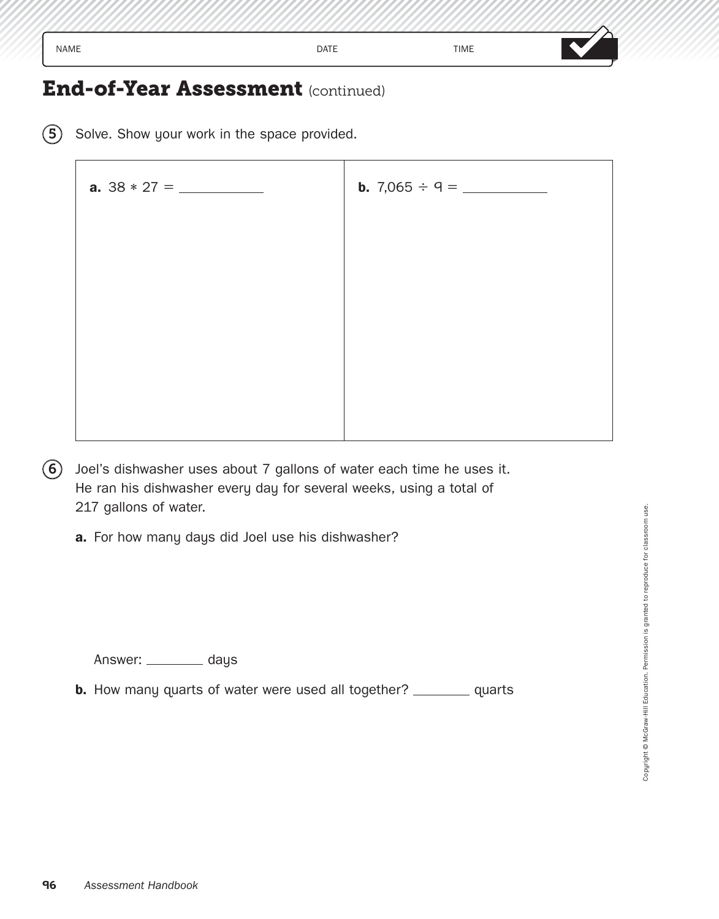NAME DATE TIME

# End-of-Year Assessment (continued)

5. Solve. Show your work in the space provided.

| **a.** $38 * 27 =$ ________ | **b.** $7{,}065 \div 9 =$ ________ |
| --- | --- |
| | |

6. Joel's dishwasher uses about 7 gallons of water each time he uses it. He ran his dishwasher every day for several weeks, using a total of 217 gallons of water.

   **a.** For how many days did Joel use his dishwasher?

   Answer: ________ days

   **b.** How many quarts of water were used all together? ________ quarts

Copyright © McGraw-Hill Education. Permission is granted to reproduce for classroom use.

*Assessment Handbook*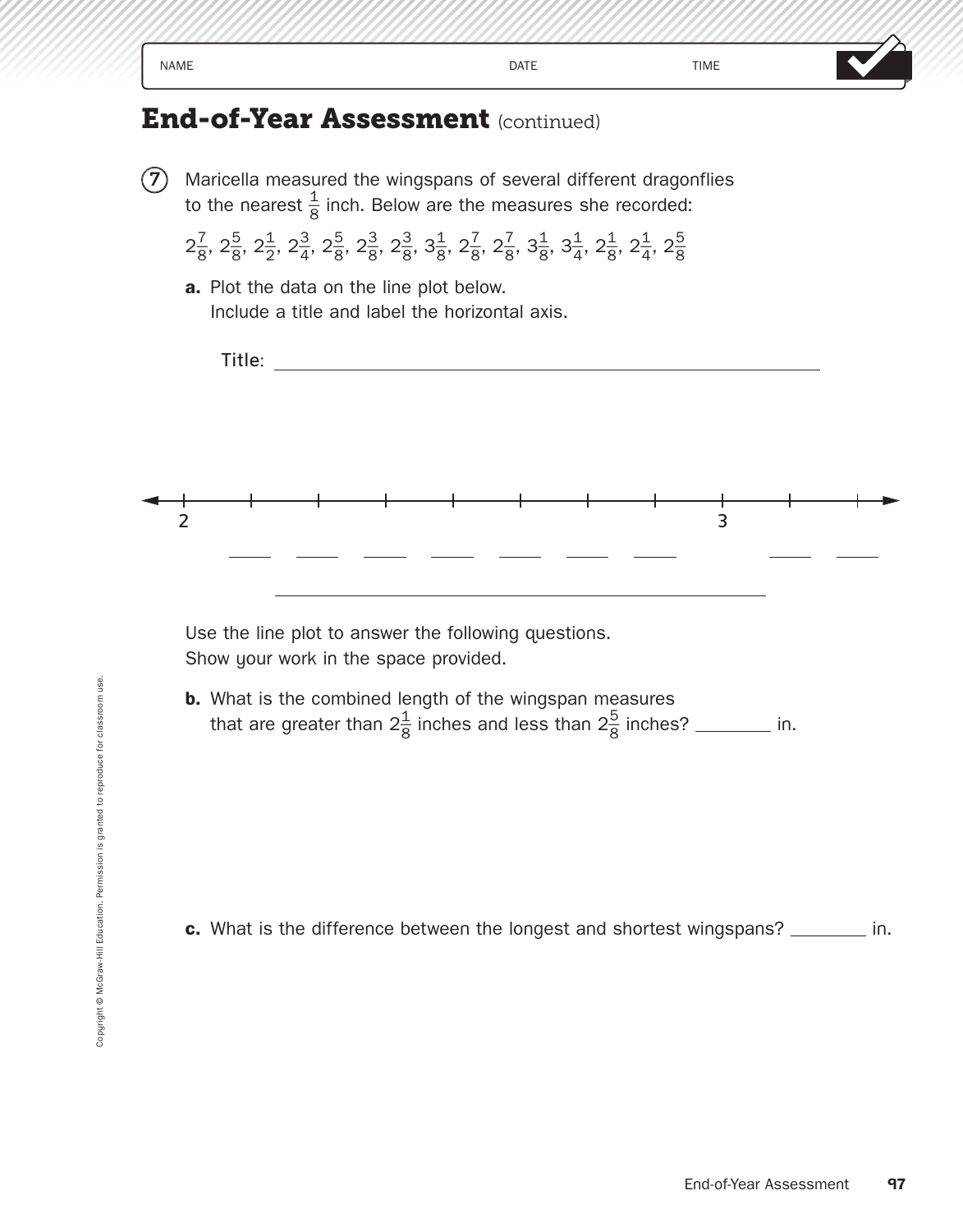NAME DATE TIME

# End-of-Year Assessment (continued)

**7** Maricella measured the wingspans of several different dragonflies to the nearest $\frac{1}{8}$ inch. Below are the measures she recorded:

$2\frac{7}{8}$, $2\frac{5}{8}$, $2\frac{1}{2}$, $2\frac{3}{4}$, $2\frac{5}{8}$, $2\frac{3}{8}$, $2\frac{3}{8}$, $3\frac{1}{8}$, $2\frac{7}{8}$, $2\frac{7}{8}$, $3\frac{1}{8}$, $3\frac{1}{4}$, $2\frac{1}{8}$, $2\frac{1}{4}$, $2\frac{5}{8}$

**a.** Plot the data on the line plot below.
Include a title and label the horizontal axis.

Title: ______________________________

2 ____ ____ ____ ____ ____ ____ ____ 3 ____ ____

______________________________

Use the line plot to answer the following questions.
Show your work in the space provided.

**b.** What is the combined length of the wingspan measures that are greater than $2\frac{1}{8}$ inches and less than $2\frac{5}{8}$ inches? ________ in.

**c.** What is the difference between the longest and shortest wingspans? ________ in.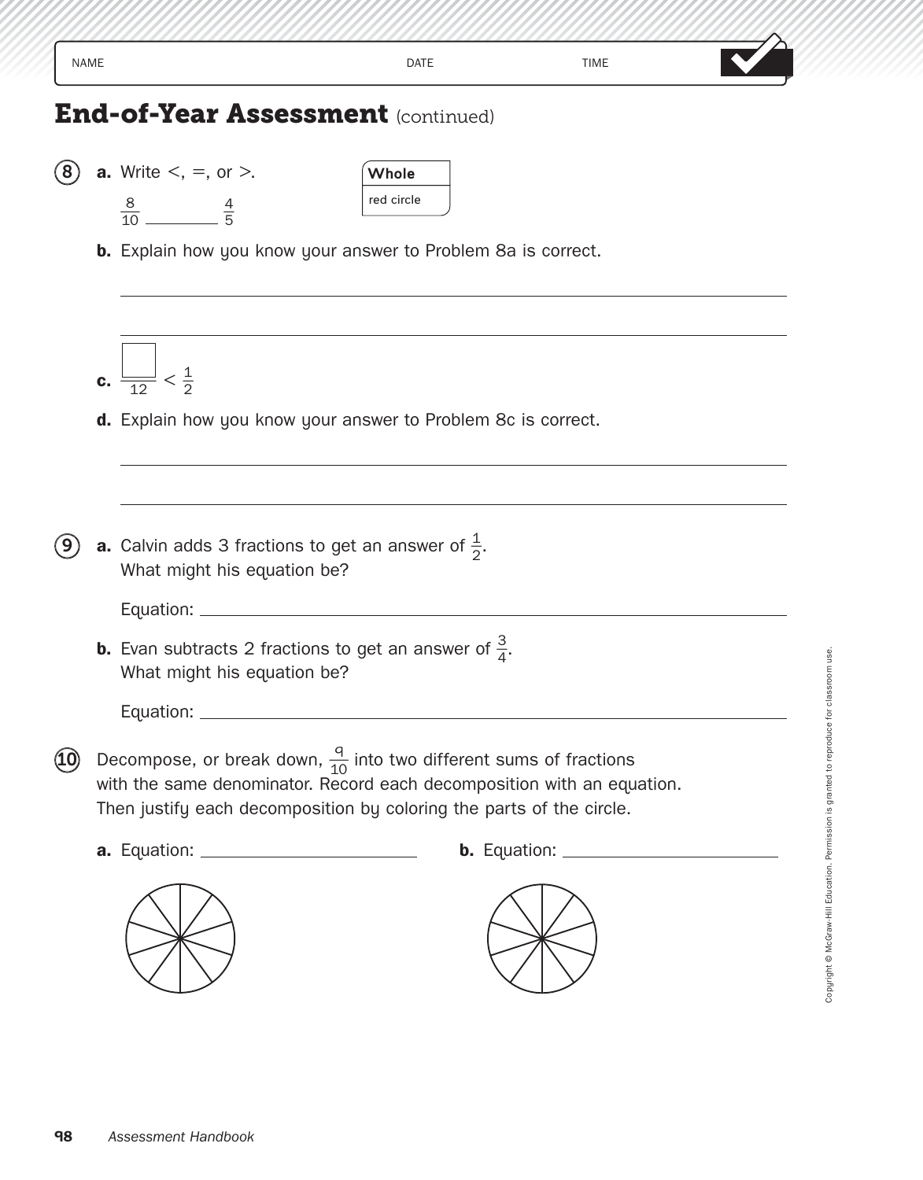NAME DATE TIME

# End-of-Year Assessment (continued)

**8** **a.** Write <, =, or >.

$\frac{8}{10}$ ______ $\frac{4}{5}$

| Whole |
|---|
| red circle |

**b.** Explain how you know your answer to Problem 8a is correct.

______________________________________________

______________________________________________

**c.** $\frac{\square}{12} < \frac{1}{2}$

**d.** Explain how you know your answer to Problem 8c is correct.

______________________________________________

______________________________________________

**9** **a.** Calvin adds 3 fractions to get an answer of $\frac{1}{2}$. What might his equation be?

Equation: ______________________________________________

**b.** Evan subtracts 2 fractions to get an answer of $\frac{3}{4}$. What might his equation be?

Equation: ______________________________________________

**10** Decompose, or break down, $\frac{9}{10}$ into two different sums of fractions with the same denominator. Record each decomposition with an equation. Then justify each decomposition by coloring the parts of the circle.

**a.** Equation: ______________________

**b.** Equation: ______________________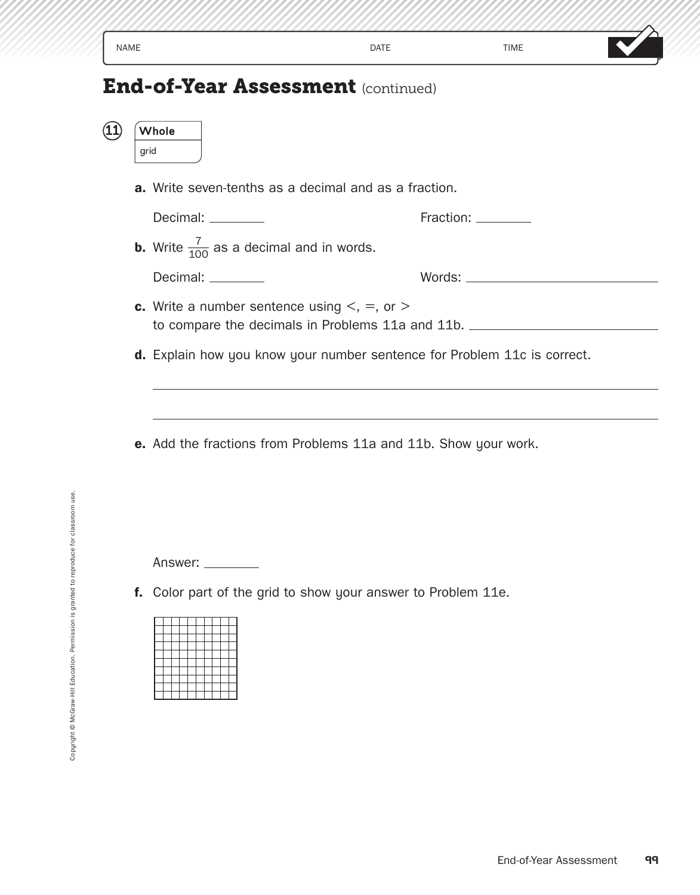NAME DATE TIME

# End-of-Year Assessment (continued)

**11**

| **Whole** |
| --- |
| grid |

**a.** Write seven-tenths as a decimal and as a fraction.

Decimal: ________ Fraction: ________

**b.** Write $\frac{7}{100}$ as a decimal and in words.

Decimal: ________ Words: ____________________

**c.** Write a number sentence using <, =, or > to compare the decimals in Problems 11a and 11b. ____________________

**d.** Explain how you know your number sentence for Problem 11c is correct.

________________________________________________

________________________________________________

**e.** Add the fractions from Problems 11a and 11b. Show your work.

Answer: ________

**f.** Color part of the grid to show your answer to Problem 11e.

Copyright © McGraw-Hill Education. Permission is granted to reproduce for classroom use.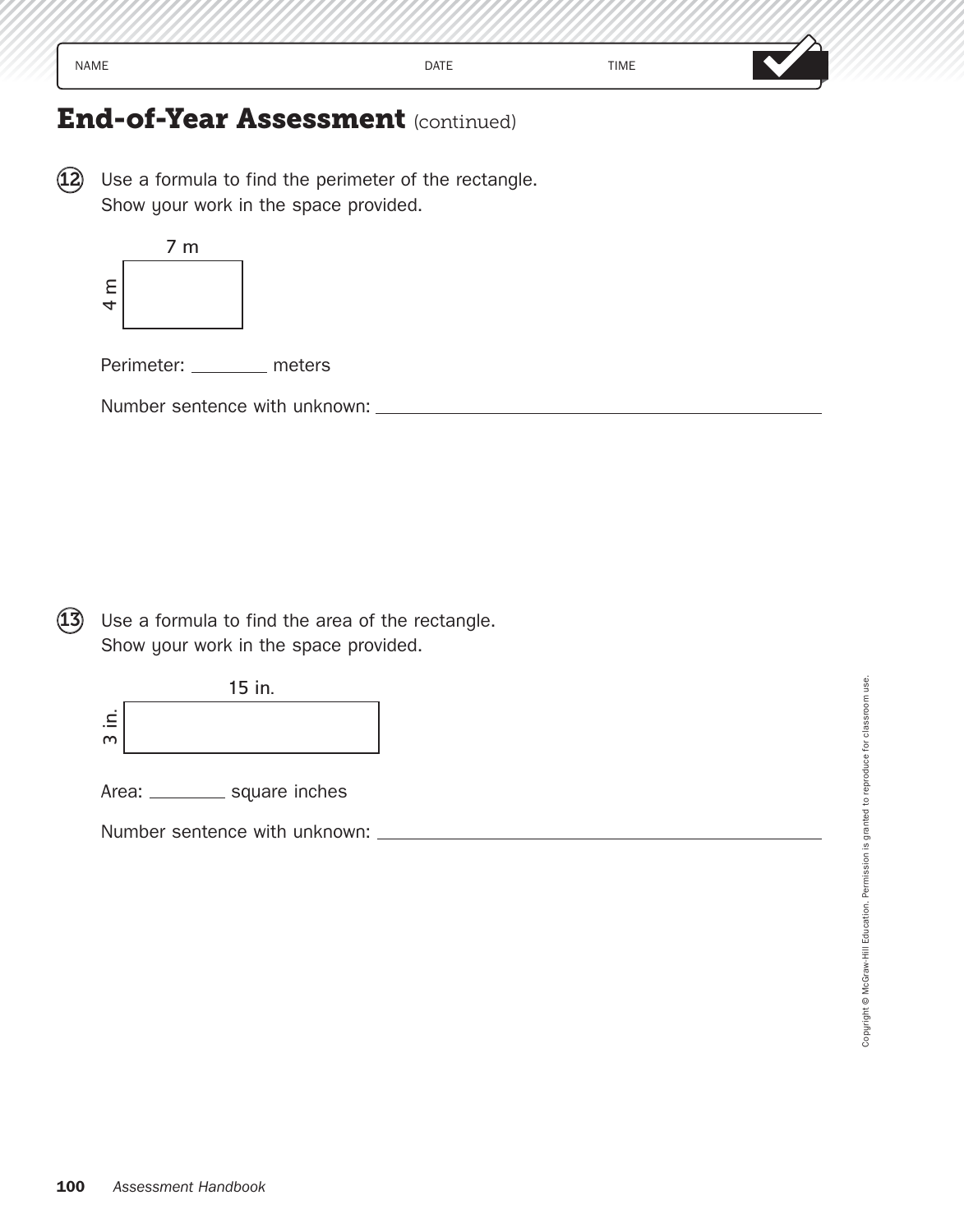NAME DATE TIME

# End-of-Year Assessment (continued)

**12** Use a formula to find the perimeter of the rectangle.
Show your work in the space provided.

7 m

4 m

Perimeter: ________ meters

Number sentence with unknown: ________________________________

**13** Use a formula to find the area of the rectangle.
Show your work in the space provided.

15 in.

3 in.

Area: ________ square inches

Number sentence with unknown: ________________________________

Copyright © McGraw-Hill Education. Permission is granted to reproduce for classroom use.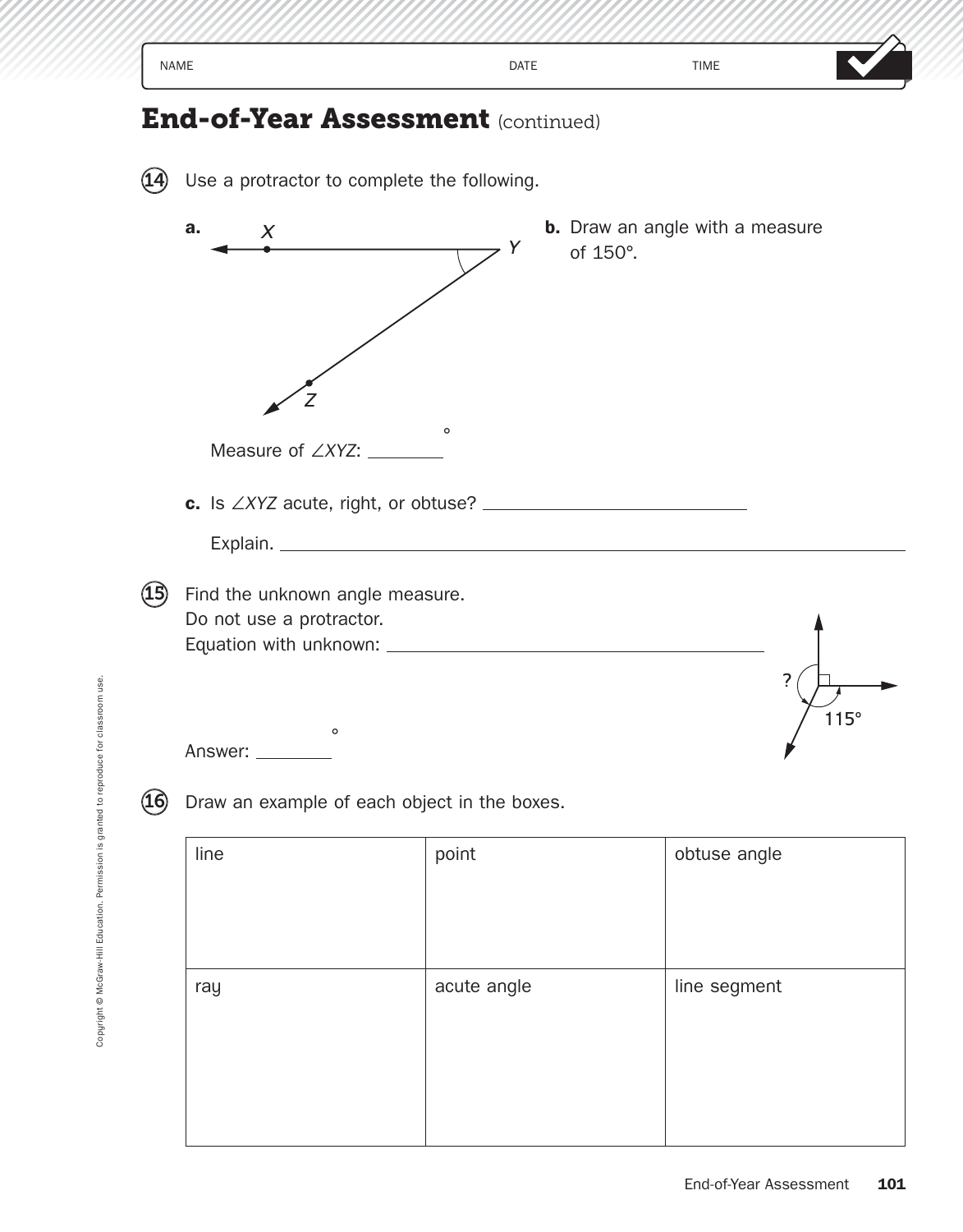NAME DATE TIME

# End-of-Year Assessment (continued)

**14** Use a protractor to complete the following.

**a.**

Measure of $\angle XYZ$: ________°

**b.** Draw an angle with a measure of 150°.

**c.** Is $\angle XYZ$ acute, right, or obtuse? ____________________

Explain. ____________________________________________

**15** Find the unknown angle measure.
Do not use a protractor.
Equation with unknown: ____________________

Answer: ________°

**16** Draw an example of each object in the boxes.

| line | point | obtuse angle |
|---|---|---|
| ray | acute angle | line segment |

Copyright © McGraw-Hill Education. Permission is granted to reproduce for classroom use.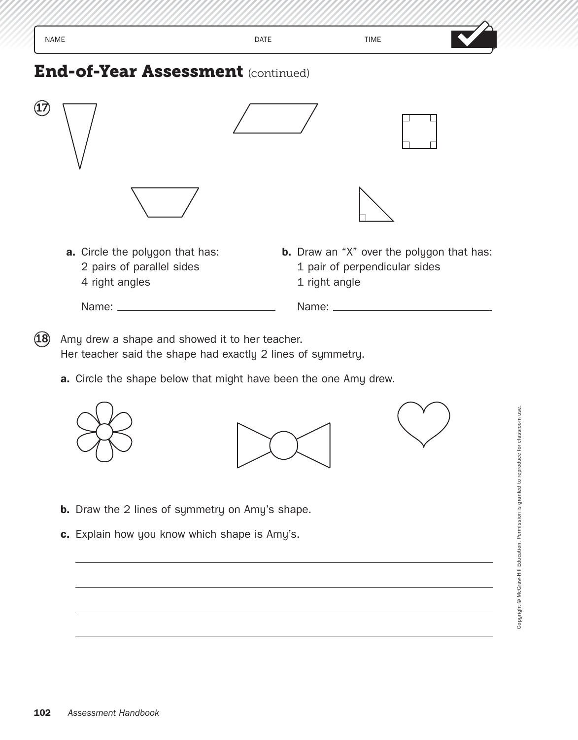NAME DATE TIME

# End-of-Year Assessment (continued)

**17**

**a.** Circle the polygon that has:
2 pairs of parallel sides
4 right angles

Name: ______________________

**b.** Draw an "X" over the polygon that has:
1 pair of perpendicular sides
1 right angle

Name: ______________________

**18** Amy drew a shape and showed it to her teacher.
Her teacher said the shape had exactly 2 lines of symmetry.

**a.** Circle the shape below that might have been the one Amy drew.

**b.** Draw the 2 lines of symmetry on Amy's shape.

**c.** Explain how you know which shape is Amy's.

_______________________________________________

_______________________________________________

_______________________________________________

_______________________________________________

Copyright © McGraw-Hill Education. Permission is granted to reproduce for classroom use.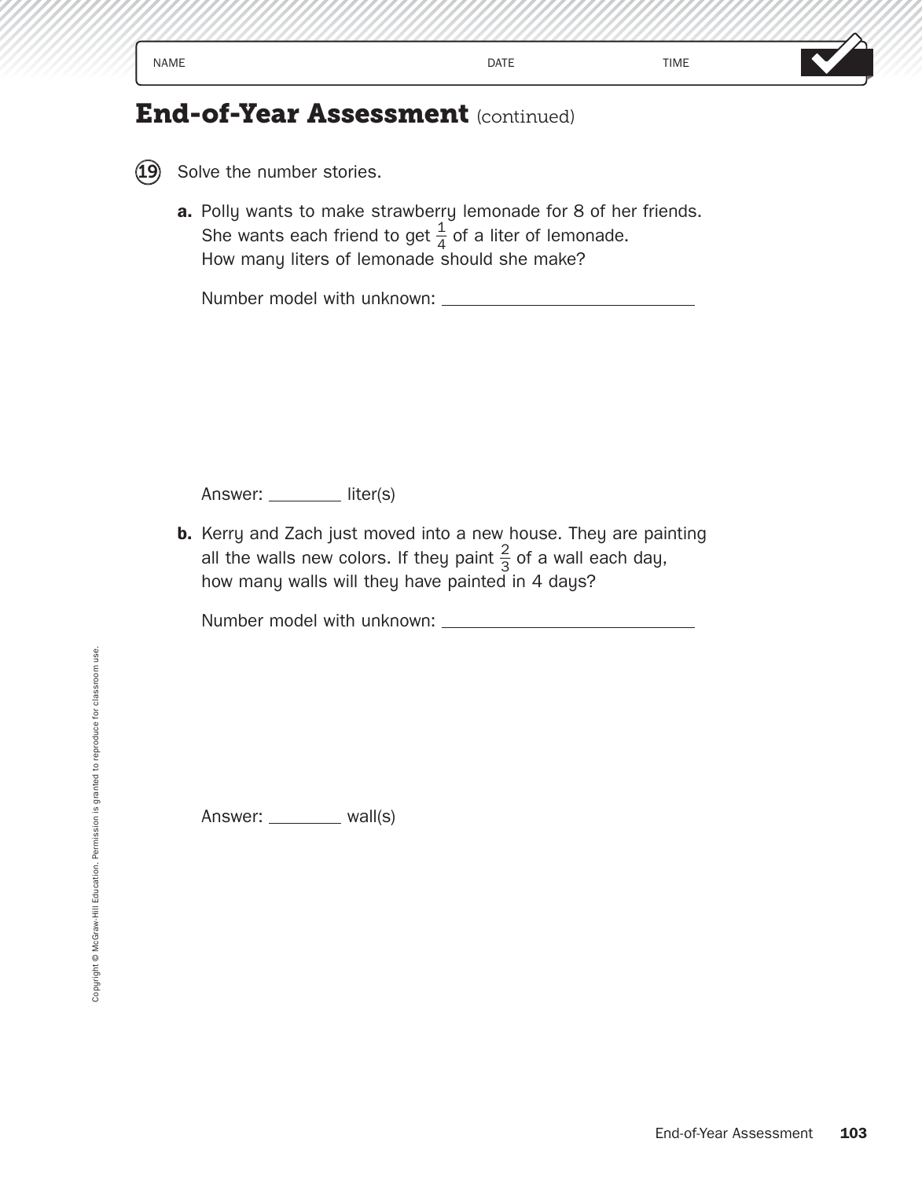NAME DATE TIME

# End-of-Year Assessment (continued)

**19** Solve the number stories.

**a.** Polly wants to make strawberry lemonade for 8 of her friends. She wants each friend to get $\frac{1}{4}$ of a liter of lemonade. How many liters of lemonade should she make?

Number model with unknown: ____________________

Answer: ________ liter(s)

**b.** Kerry and Zach just moved into a new house. They are painting all the walls new colors. If they paint $\frac{2}{3}$ of a wall each day, how many walls will they have painted in 4 days?

Number model with unknown: ____________________

Answer: ________ wall(s)

Copyright © McGraw-Hill Education. Permission is granted to reproduce for classroom use.